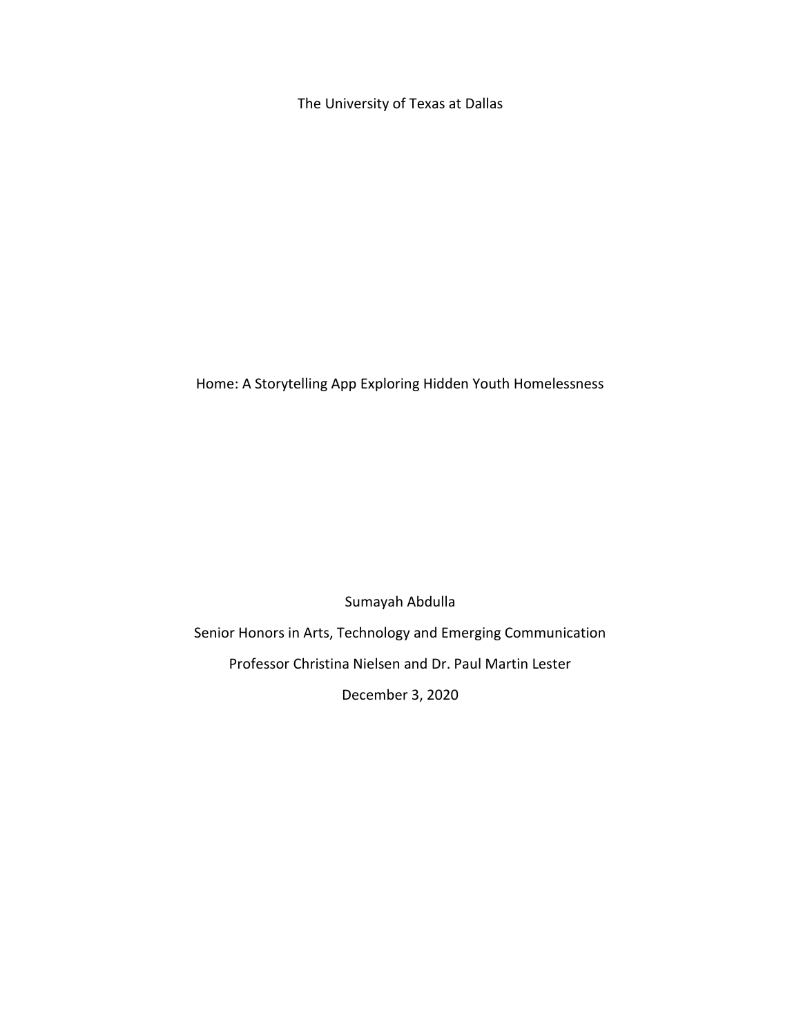The University of Texas at Dallas

# Home: A Storytelling App Exploring Hidden Youth Homelessness

Sumayah Abdulla

Senior Honors in Arts, Technology and Emerging Communication

Professor Christina Nielsen and Dr. Paul Martin Lester

December 3, 2020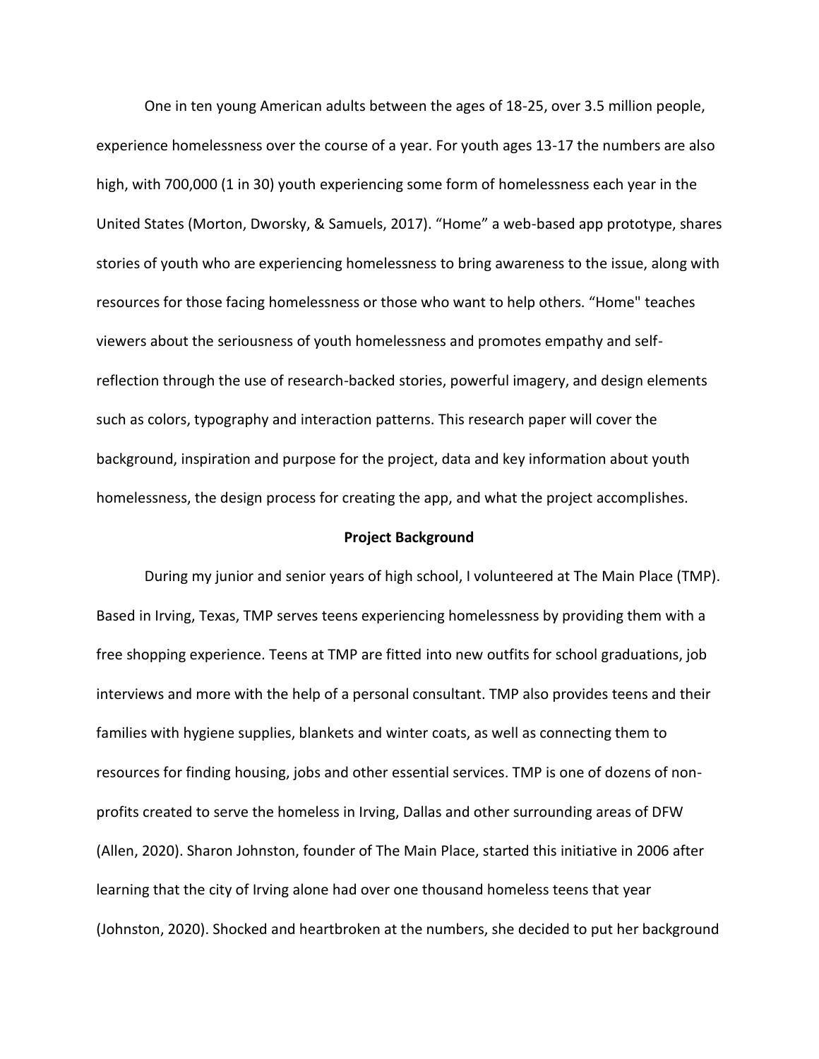One in ten young American adults between the ages of 18-25, over 3.5 million people, experience homelessness over the course of a year. For youth ages 13-17 the numbers are also high, with 700,000 (1 in 30) youth experiencing some form of homelessness each year in the United States (Morton, Dworsky, & Samuels, 2017). “Home” a web-based app prototype, shares stories of youth who are experiencing homelessness to bring awareness to the issue, along with resources for those facing homelessness or those who want to help others. “Home" teaches viewers about the seriousness of youth homelessness and promotes empathy and self-reflection through the use of research-backed stories, powerful imagery, and design elements such as colors, typography and interaction patterns. This research paper will cover the background, inspiration and purpose for the project, data and key information about youth homelessness, the design process for creating the app, and what the project accomplishes.

**Project Background**

During my junior and senior years of high school, I volunteered at The Main Place (TMP). Based in Irving, Texas, TMP serves teens experiencing homelessness by providing them with a free shopping experience. Teens at TMP are fitted into new outfits for school graduations, job interviews and more with the help of a personal consultant. TMP also provides teens and their families with hygiene supplies, blankets and winter coats, as well as connecting them to resources for finding housing, jobs and other essential services. TMP is one of dozens of non-profits created to serve the homeless in Irving, Dallas and other surrounding areas of DFW (Allen, 2020). Sharon Johnston, founder of The Main Place, started this initiative in 2006 after learning that the city of Irving alone had over one thousand homeless teens that year (Johnston, 2020). Shocked and heartbroken at the numbers, she decided to put her background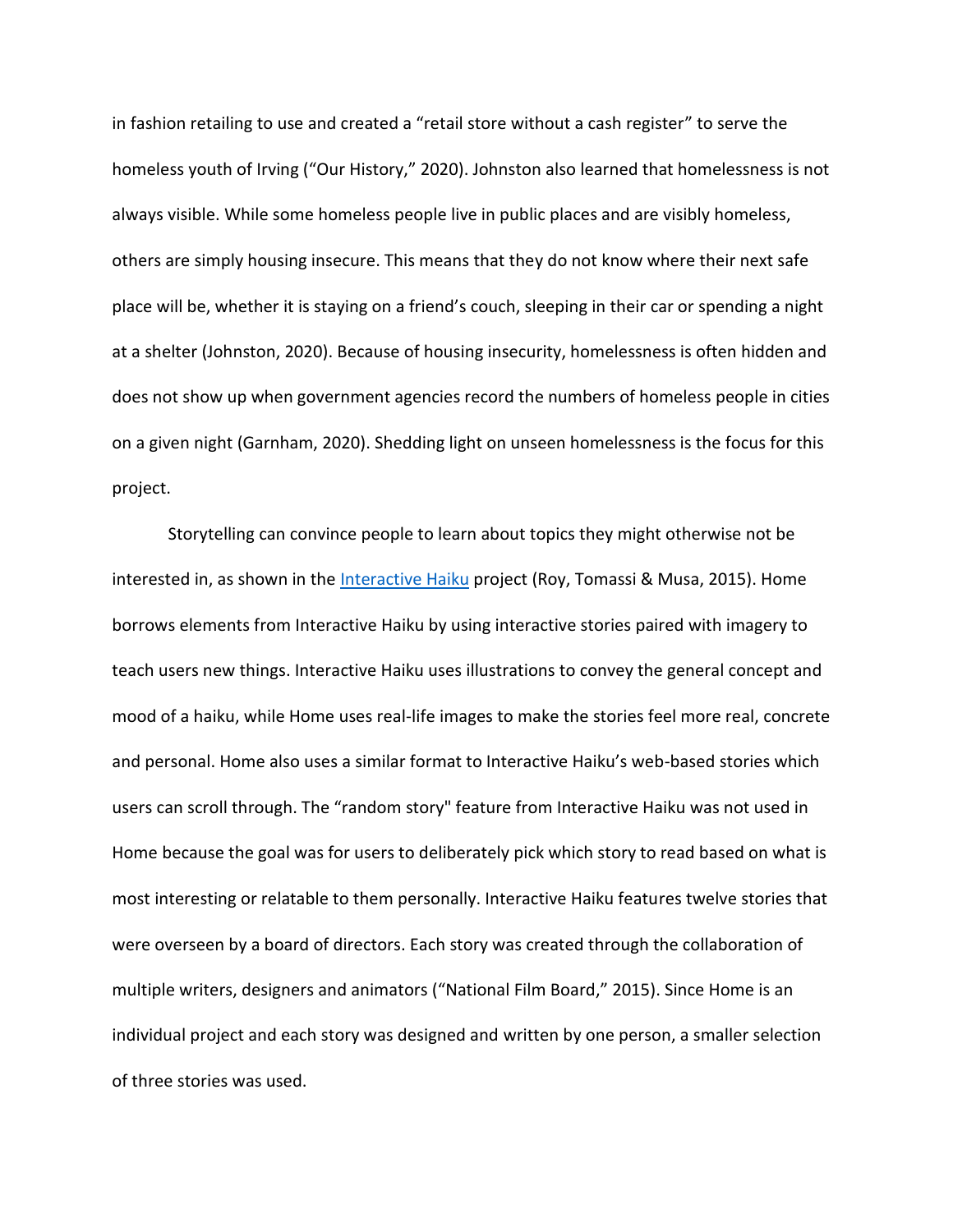in fashion retailing to use and created a “retail store without a cash register” to serve the homeless youth of Irving (“Our History,” 2020). Johnston also learned that homelessness is not always visible. While some homeless people live in public places and are visibly homeless, others are simply housing insecure. This means that they do not know where their next safe place will be, whether it is staying on a friend’s couch, sleeping in their car or spending a night at a shelter (Johnston, 2020). Because of housing insecurity, homelessness is often hidden and does not show up when government agencies record the numbers of homeless people in cities on a given night (Garnham, 2020). Shedding light on unseen homelessness is the focus for this project.

Storytelling can convince people to learn about topics they might otherwise not be interested in, as shown in the Interactive Haiku project (Roy, Tomassi & Musa, 2015). Home borrows elements from Interactive Haiku by using interactive stories paired with imagery to teach users new things. Interactive Haiku uses illustrations to convey the general concept and mood of a haiku, while Home uses real-life images to make the stories feel more real, concrete and personal. Home also uses a similar format to Interactive Haiku’s web-based stories which users can scroll through. The “random story" feature from Interactive Haiku was not used in Home because the goal was for users to deliberately pick which story to read based on what is most interesting or relatable to them personally. Interactive Haiku features twelve stories that were overseen by a board of directors. Each story was created through the collaboration of multiple writers, designers and animators (“National Film Board,” 2015). Since Home is an individual project and each story was designed and written by one person, a smaller selection of three stories was used.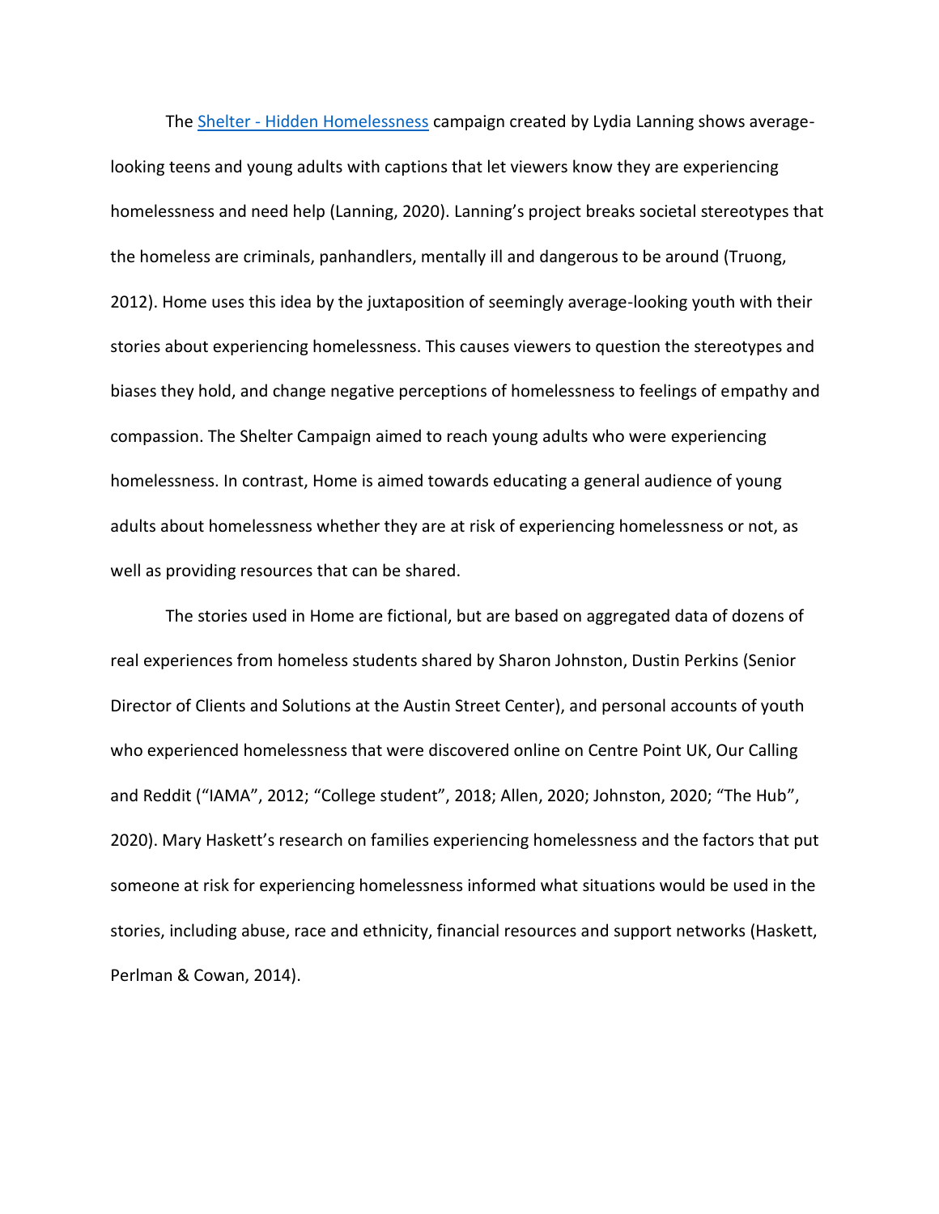The [Shelter - Hidden Homelessness]() campaign created by Lydia Lanning shows average-looking teens and young adults with captions that let viewers know they are experiencing homelessness and need help (Lanning, 2020). Lanning's project breaks societal stereotypes that the homeless are criminals, panhandlers, mentally ill and dangerous to be around (Truong, 2012). Home uses this idea by the juxtaposition of seemingly average-looking youth with their stories about experiencing homelessness. This causes viewers to question the stereotypes and biases they hold, and change negative perceptions of homelessness to feelings of empathy and compassion. The Shelter Campaign aimed to reach young adults who were experiencing homelessness. In contrast, Home is aimed towards educating a general audience of young adults about homelessness whether they are at risk of experiencing homelessness or not, as well as providing resources that can be shared.

The stories used in Home are fictional, but are based on aggregated data of dozens of real experiences from homeless students shared by Sharon Johnston, Dustin Perkins (Senior Director of Clients and Solutions at the Austin Street Center), and personal accounts of youth who experienced homelessness that were discovered online on Centre Point UK, Our Calling and Reddit ("IAMA", 2012; "College student", 2018; Allen, 2020; Johnston, 2020; "The Hub", 2020). Mary Haskett's research on families experiencing homelessness and the factors that put someone at risk for experiencing homelessness informed what situations would be used in the stories, including abuse, race and ethnicity, financial resources and support networks (Haskett, Perlman & Cowan, 2014).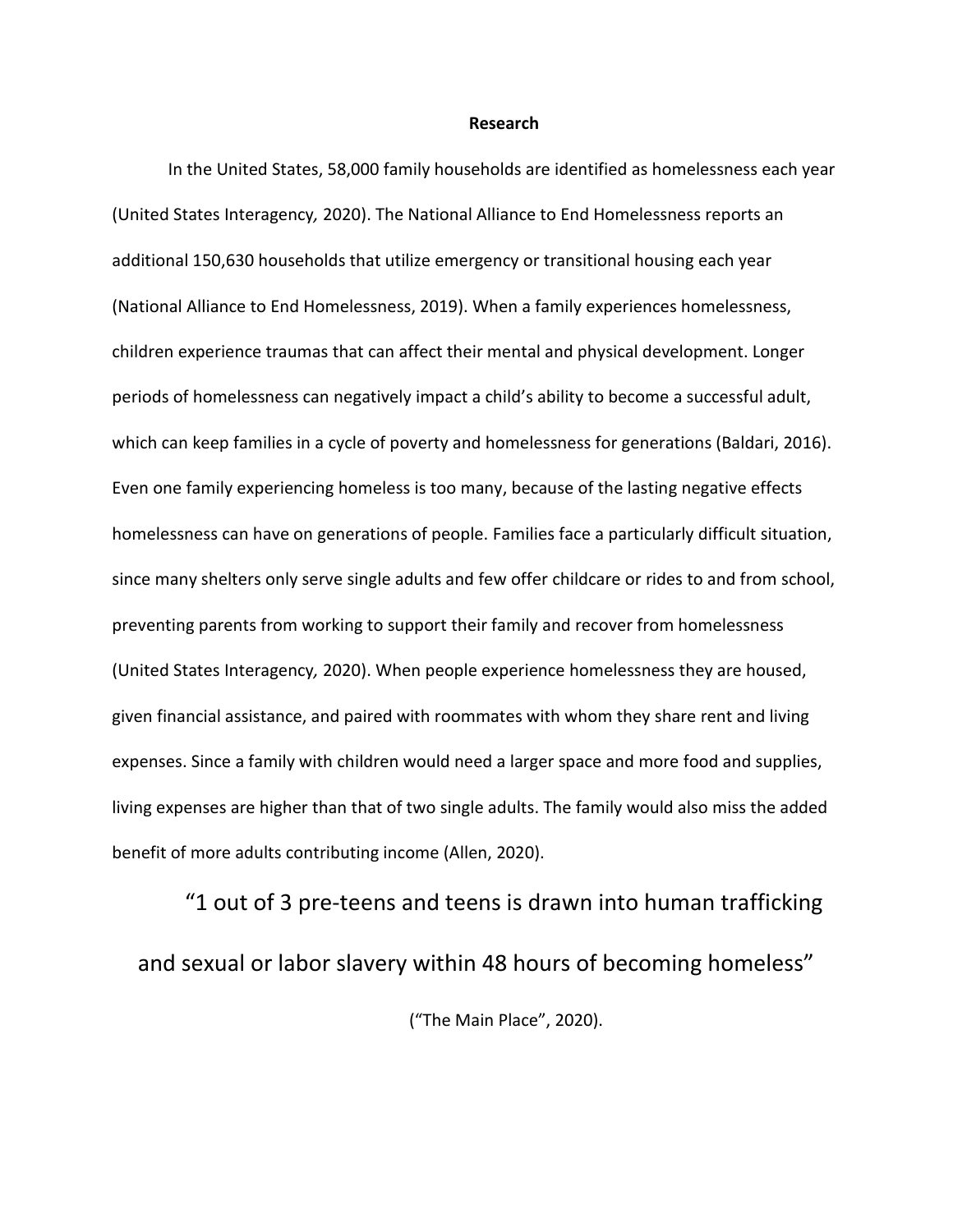**Research**

In the United States, 58,000 family households are identified as homelessness each year (United States Interagency*,* 2020). The National Alliance to End Homelessness reports an additional 150,630 households that utilize emergency or transitional housing each year (National Alliance to End Homelessness, 2019). When a family experiences homelessness, children experience traumas that can affect their mental and physical development. Longer periods of homelessness can negatively impact a child's ability to become a successful adult, which can keep families in a cycle of poverty and homelessness for generations (Baldari, 2016). Even one family experiencing homeless is too many, because of the lasting negative effects homelessness can have on generations of people. Families face a particularly difficult situation, since many shelters only serve single adults and few offer childcare or rides to and from school, preventing parents from working to support their family and recover from homelessness (United States Interagency*,* 2020). When people experience homelessness they are housed, given financial assistance, and paired with roommates with whom they share rent and living expenses. Since a family with children would need a larger space and more food and supplies, living expenses are higher than that of two single adults. The family would also miss the added benefit of more adults contributing income (Allen, 2020).

"1 out of 3 pre-teens and teens is drawn into human trafficking and sexual or labor slavery within 48 hours of becoming homeless"

("The Main Place", 2020).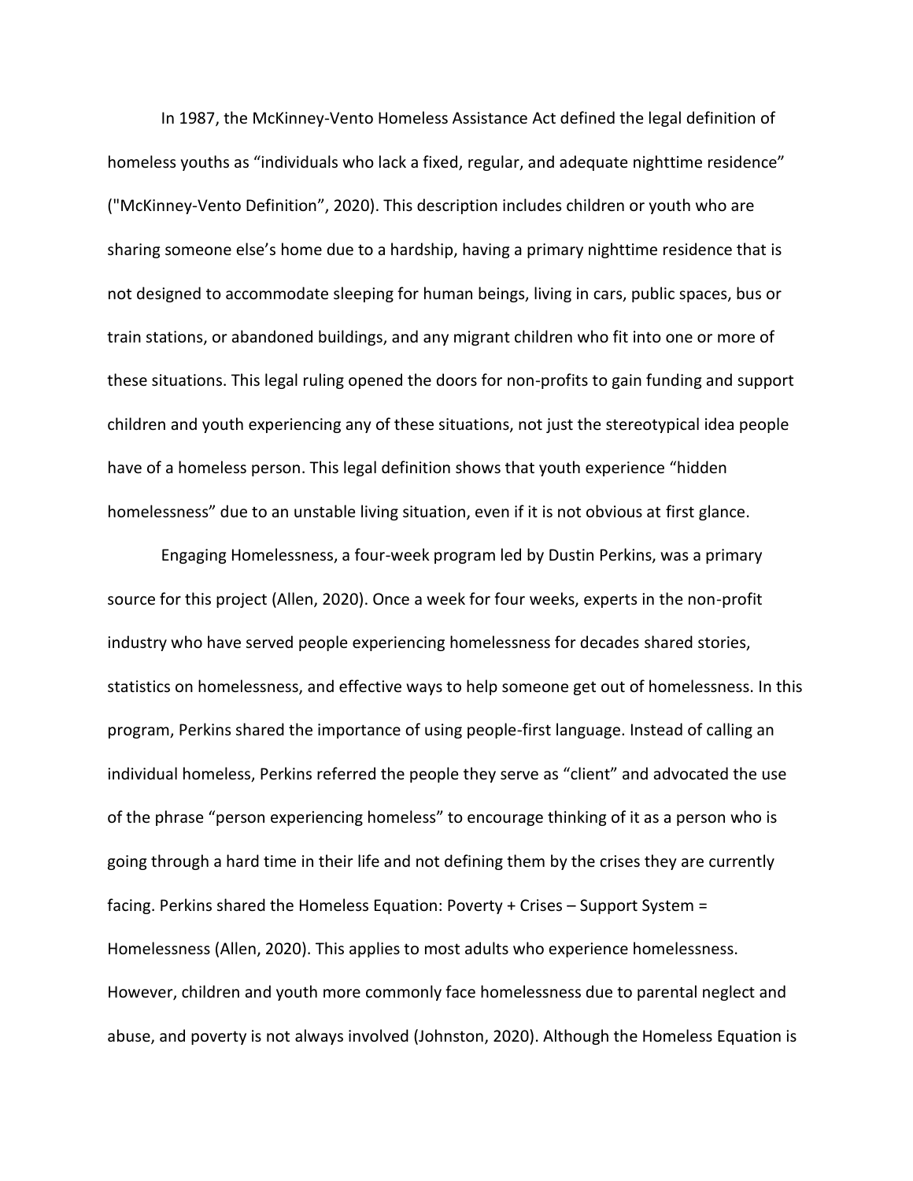In 1987, the McKinney-Vento Homeless Assistance Act defined the legal definition of homeless youths as "individuals who lack a fixed, regular, and adequate nighttime residence" ("McKinney-Vento Definition", 2020). This description includes children or youth who are sharing someone else's home due to a hardship, having a primary nighttime residence that is not designed to accommodate sleeping for human beings, living in cars, public spaces, bus or train stations, or abandoned buildings, and any migrant children who fit into one or more of these situations. This legal ruling opened the doors for non-profits to gain funding and support children and youth experiencing any of these situations, not just the stereotypical idea people have of a homeless person. This legal definition shows that youth experience "hidden homelessness" due to an unstable living situation, even if it is not obvious at first glance.

Engaging Homelessness, a four-week program led by Dustin Perkins, was a primary source for this project (Allen, 2020). Once a week for four weeks, experts in the non-profit industry who have served people experiencing homelessness for decades shared stories, statistics on homelessness, and effective ways to help someone get out of homelessness. In this program, Perkins shared the importance of using people-first language. Instead of calling an individual homeless, Perkins referred the people they serve as "client" and advocated the use of the phrase "person experiencing homeless" to encourage thinking of it as a person who is going through a hard time in their life and not defining them by the crises they are currently facing. Perkins shared the Homeless Equation: Poverty + Crises – Support System = Homelessness (Allen, 2020). This applies to most adults who experience homelessness. However, children and youth more commonly face homelessness due to parental neglect and abuse, and poverty is not always involved (Johnston, 2020). Although the Homeless Equation is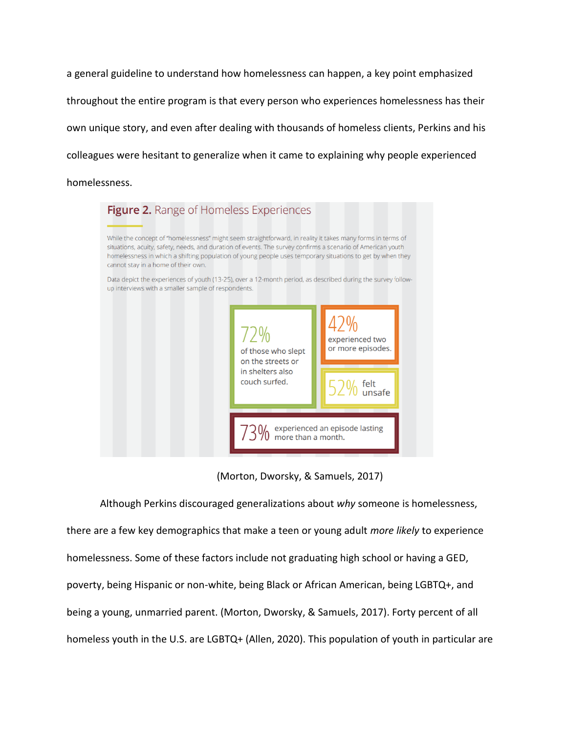a general guideline to understand how homelessness can happen, a key point emphasized throughout the entire program is that every person who experiences homelessness has their own unique story, and even after dealing with thousands of homeless clients, Perkins and his colleagues were hesitant to generalize when it came to explaining why people experienced homelessness.

**Figure 2.** Range of Homeless Experiences

While the concept of "homelessness" might seem straightforward, in reality it takes many forms in terms of situations, acuity, safety, needs, and duration of events. The survey confirms a scenario of American youth homelessness in which a shifting population of young people uses temporary situations to get by when they cannot stay in a home of their own.

Data depict the experiences of youth (13-25), over a 12-month period, as described during the survey follow-up interviews with a smaller sample of respondents.

72% of those who slept on the streets or in shelters also couch surfed.

42% experienced two or more episodes.

52% felt unsafe

73% experienced an episode lasting more than a month.

(Morton, Dworsky, & Samuels, 2017)

Although Perkins discouraged generalizations about *why* someone is homelessness, there are a few key demographics that make a teen or young adult *more likely* to experience homelessness. Some of these factors include not graduating high school or having a GED, poverty, being Hispanic or non-white, being Black or African American, being LGBTQ+, and being a young, unmarried parent. (Morton, Dworsky, & Samuels, 2017). Forty percent of all homeless youth in the U.S. are LGBTQ+ (Allen, 2020). This population of youth in particular are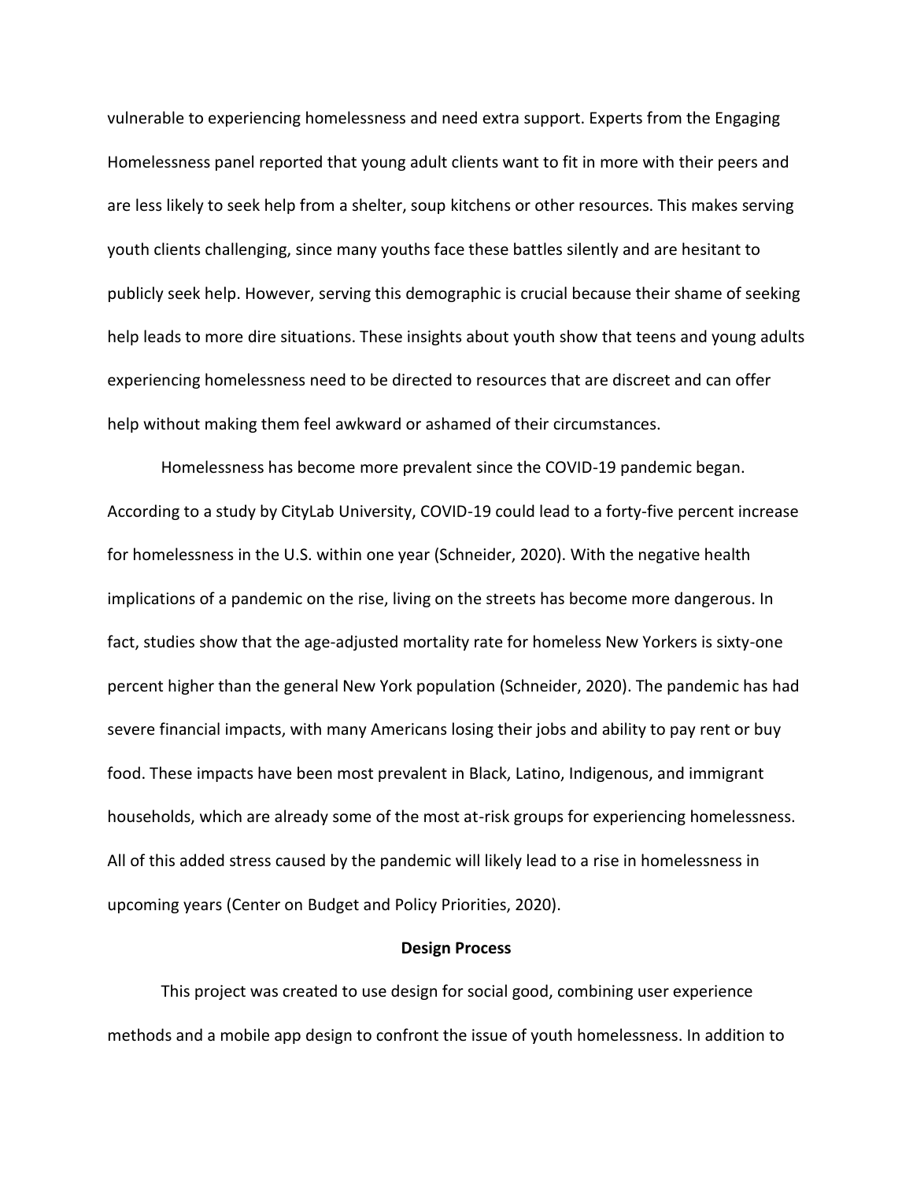vulnerable to experiencing homelessness and need extra support. Experts from the Engaging Homelessness panel reported that young adult clients want to fit in more with their peers and are less likely to seek help from a shelter, soup kitchens or other resources. This makes serving youth clients challenging, since many youths face these battles silently and are hesitant to publicly seek help. However, serving this demographic is crucial because their shame of seeking help leads to more dire situations. These insights about youth show that teens and young adults experiencing homelessness need to be directed to resources that are discreet and can offer help without making them feel awkward or ashamed of their circumstances.

Homelessness has become more prevalent since the COVID-19 pandemic began. According to a study by CityLab University, COVID-19 could lead to a forty-five percent increase for homelessness in the U.S. within one year (Schneider, 2020). With the negative health implications of a pandemic on the rise, living on the streets has become more dangerous. In fact, studies show that the age-adjusted mortality rate for homeless New Yorkers is sixty-one percent higher than the general New York population (Schneider, 2020). The pandemic has had severe financial impacts, with many Americans losing their jobs and ability to pay rent or buy food. These impacts have been most prevalent in Black, Latino, Indigenous, and immigrant households, which are already some of the most at-risk groups for experiencing homelessness. All of this added stress caused by the pandemic will likely lead to a rise in homelessness in upcoming years (Center on Budget and Policy Priorities, 2020).

## Design Process

This project was created to use design for social good, combining user experience methods and a mobile app design to confront the issue of youth homelessness. In addition to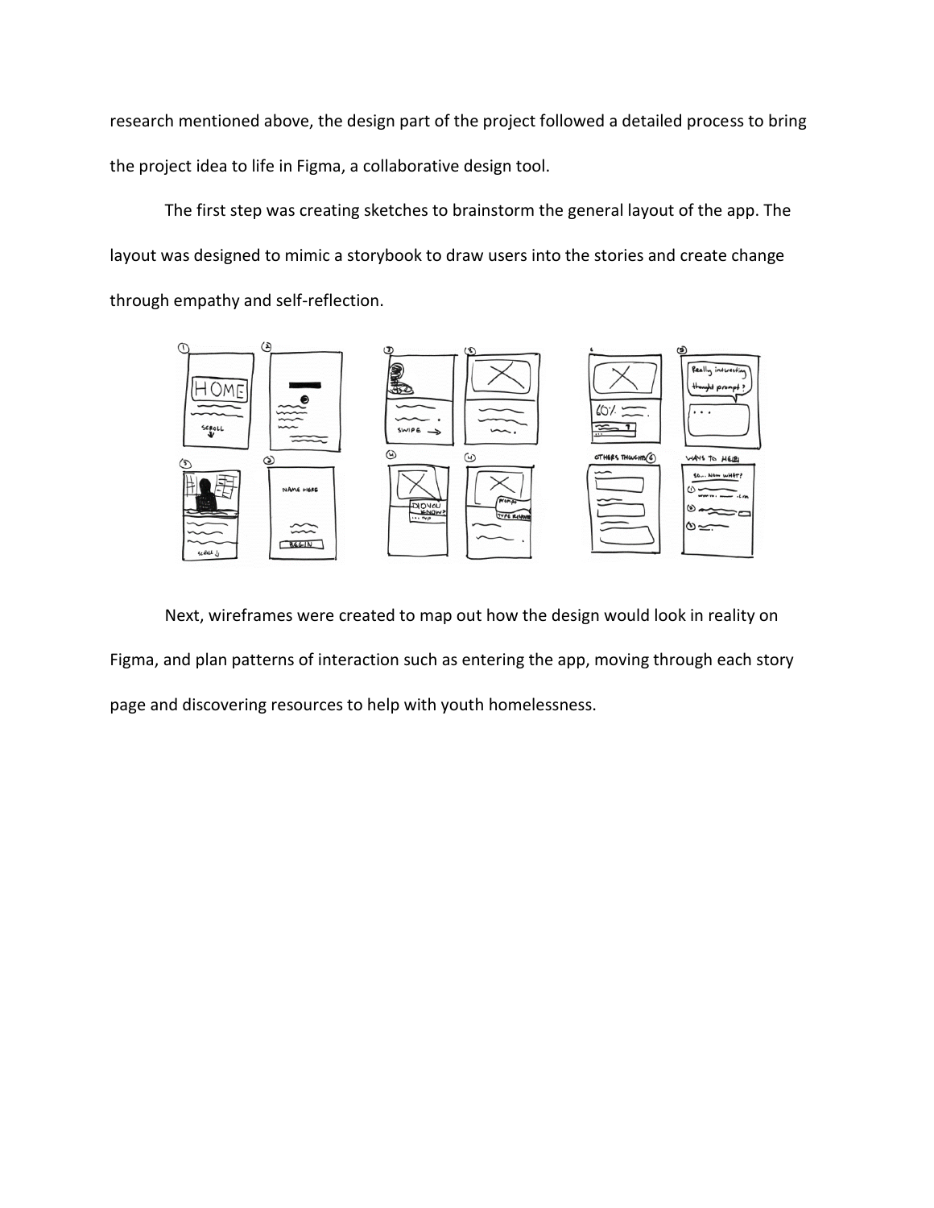research mentioned above, the design part of the project followed a detailed process to bring the project idea to life in Figma, a collaborative design tool.

The first step was creating sketches to brainstorm the general layout of the app. The layout was designed to mimic a storybook to draw users into the stories and create change through empathy and self-reflection.

Next, wireframes were created to map out how the design would look in reality on Figma, and plan patterns of interaction such as entering the app, moving through each story page and discovering resources to help with youth homelessness.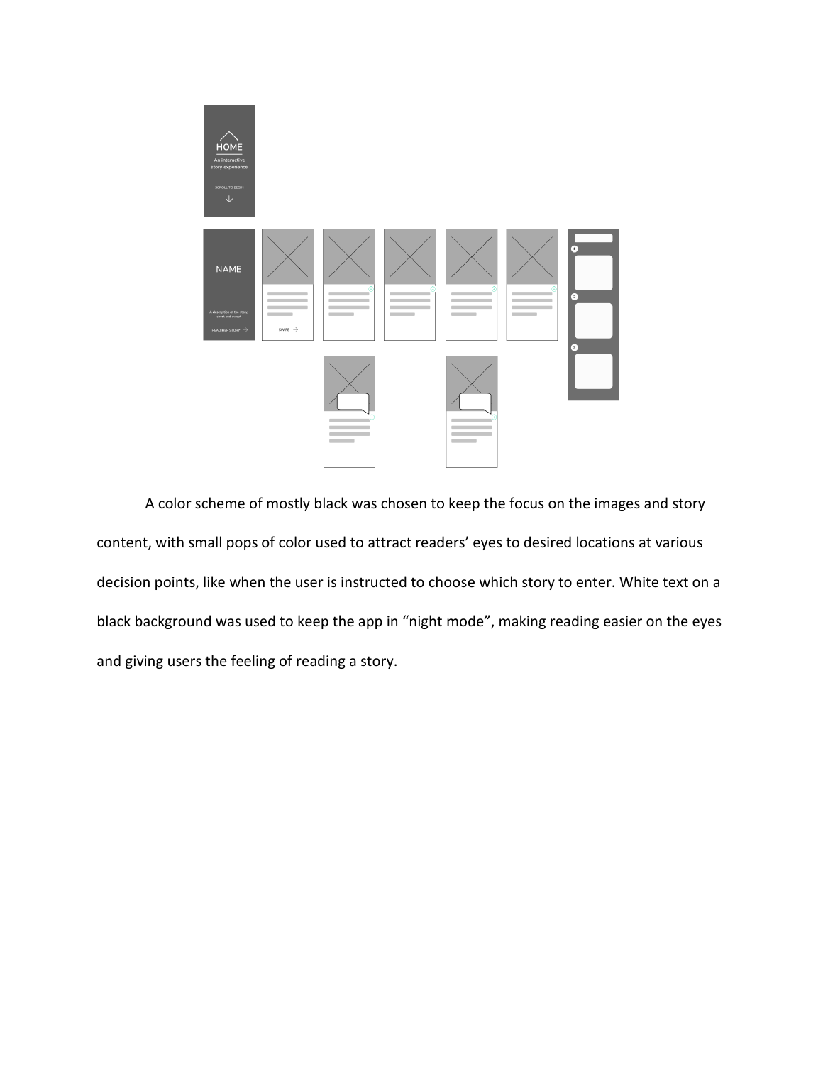A color scheme of mostly black was chosen to keep the focus on the images and story content, with small pops of color used to attract readers' eyes to desired locations at various decision points, like when the user is instructed to choose which story to enter. White text on a black background was used to keep the app in "night mode", making reading easier on the eyes and giving users the feeling of reading a story.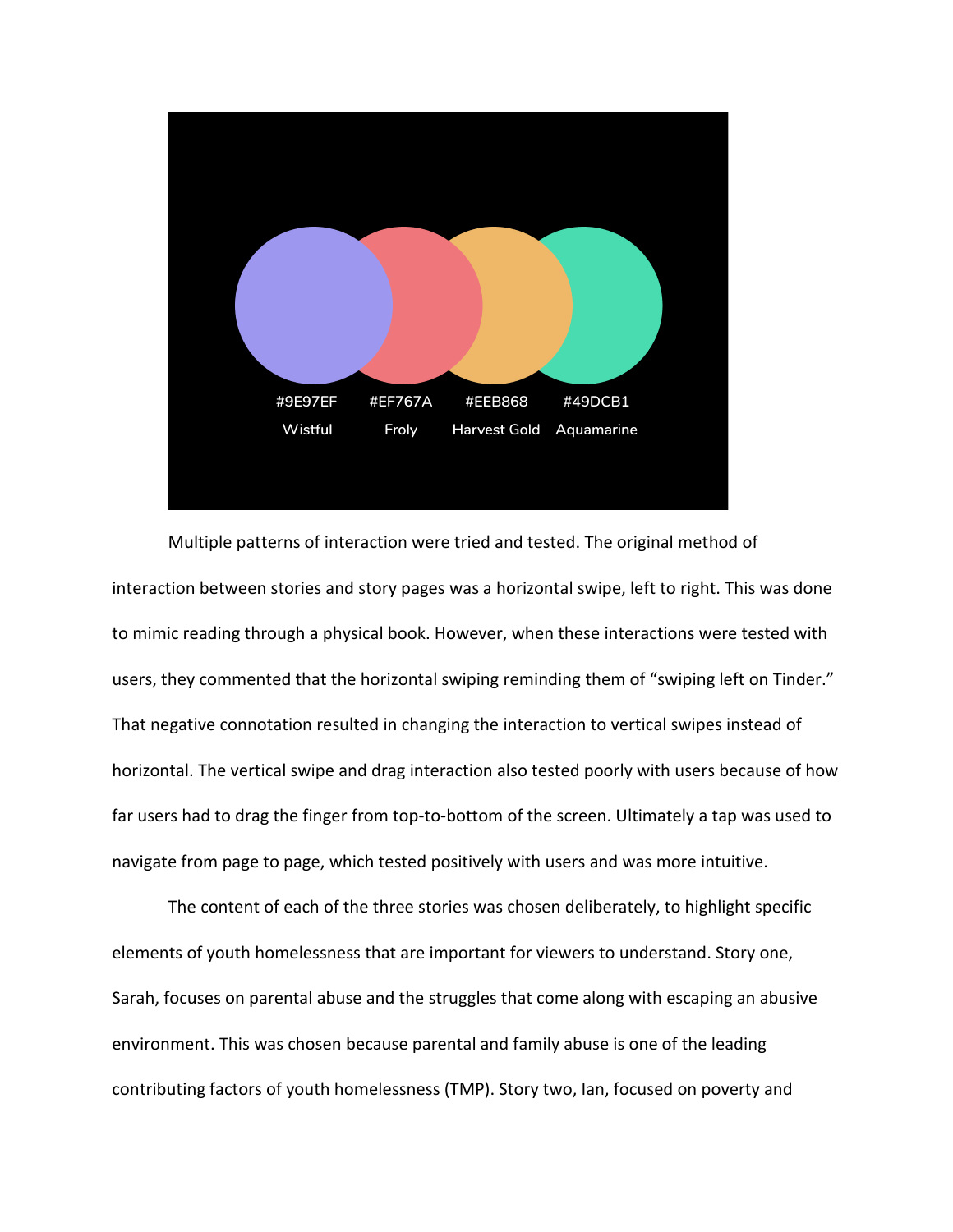#9E97EF Wistful

#EF767A Froly

#EEB868 Harvest Gold

#49DCB1 Aquamarine

Multiple patterns of interaction were tried and tested. The original method of interaction between stories and story pages was a horizontal swipe, left to right. This was done to mimic reading through a physical book. However, when these interactions were tested with users, they commented that the horizontal swiping reminding them of "swiping left on Tinder." That negative connotation resulted in changing the interaction to vertical swipes instead of horizontal. The vertical swipe and drag interaction also tested poorly with users because of how far users had to drag the finger from top-to-bottom of the screen. Ultimately a tap was used to navigate from page to page, which tested positively with users and was more intuitive.

The content of each of the three stories was chosen deliberately, to highlight specific elements of youth homelessness that are important for viewers to understand. Story one, Sarah, focuses on parental abuse and the struggles that come along with escaping an abusive environment. This was chosen because parental and family abuse is one of the leading contributing factors of youth homelessness (TMP). Story two, Ian, focused on poverty and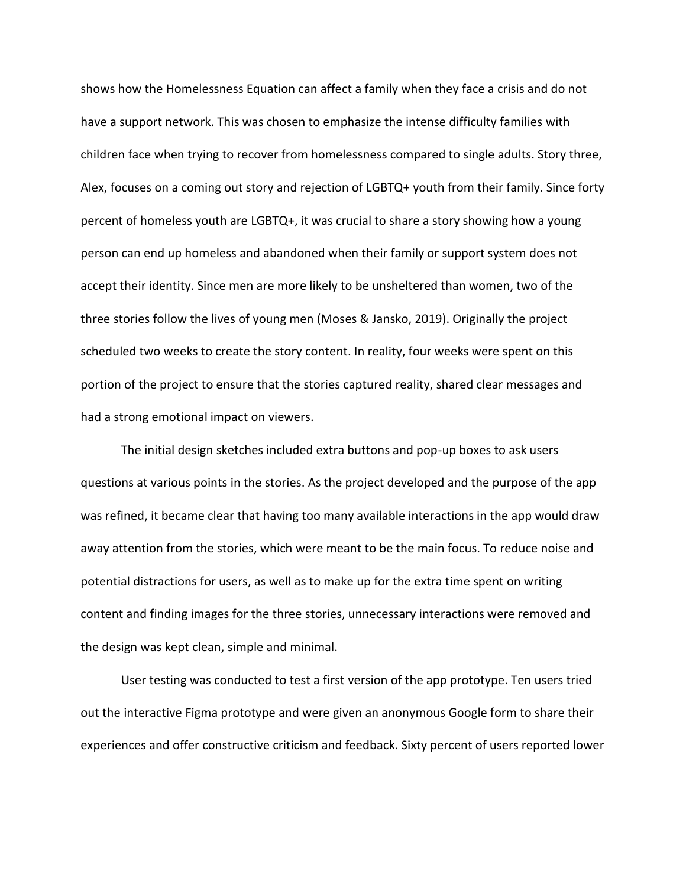shows how the Homelessness Equation can affect a family when they face a crisis and do not have a support network. This was chosen to emphasize the intense difficulty families with children face when trying to recover from homelessness compared to single adults. Story three, Alex, focuses on a coming out story and rejection of LGBTQ+ youth from their family. Since forty percent of homeless youth are LGBTQ+, it was crucial to share a story showing how a young person can end up homeless and abandoned when their family or support system does not accept their identity. Since men are more likely to be unsheltered than women, two of the three stories follow the lives of young men (Moses & Jansko, 2019). Originally the project scheduled two weeks to create the story content. In reality, four weeks were spent on this portion of the project to ensure that the stories captured reality, shared clear messages and had a strong emotional impact on viewers.

The initial design sketches included extra buttons and pop-up boxes to ask users questions at various points in the stories. As the project developed and the purpose of the app was refined, it became clear that having too many available interactions in the app would draw away attention from the stories, which were meant to be the main focus. To reduce noise and potential distractions for users, as well as to make up for the extra time spent on writing content and finding images for the three stories, unnecessary interactions were removed and the design was kept clean, simple and minimal.

User testing was conducted to test a first version of the app prototype. Ten users tried out the interactive Figma prototype and were given an anonymous Google form to share their experiences and offer constructive criticism and feedback. Sixty percent of users reported lower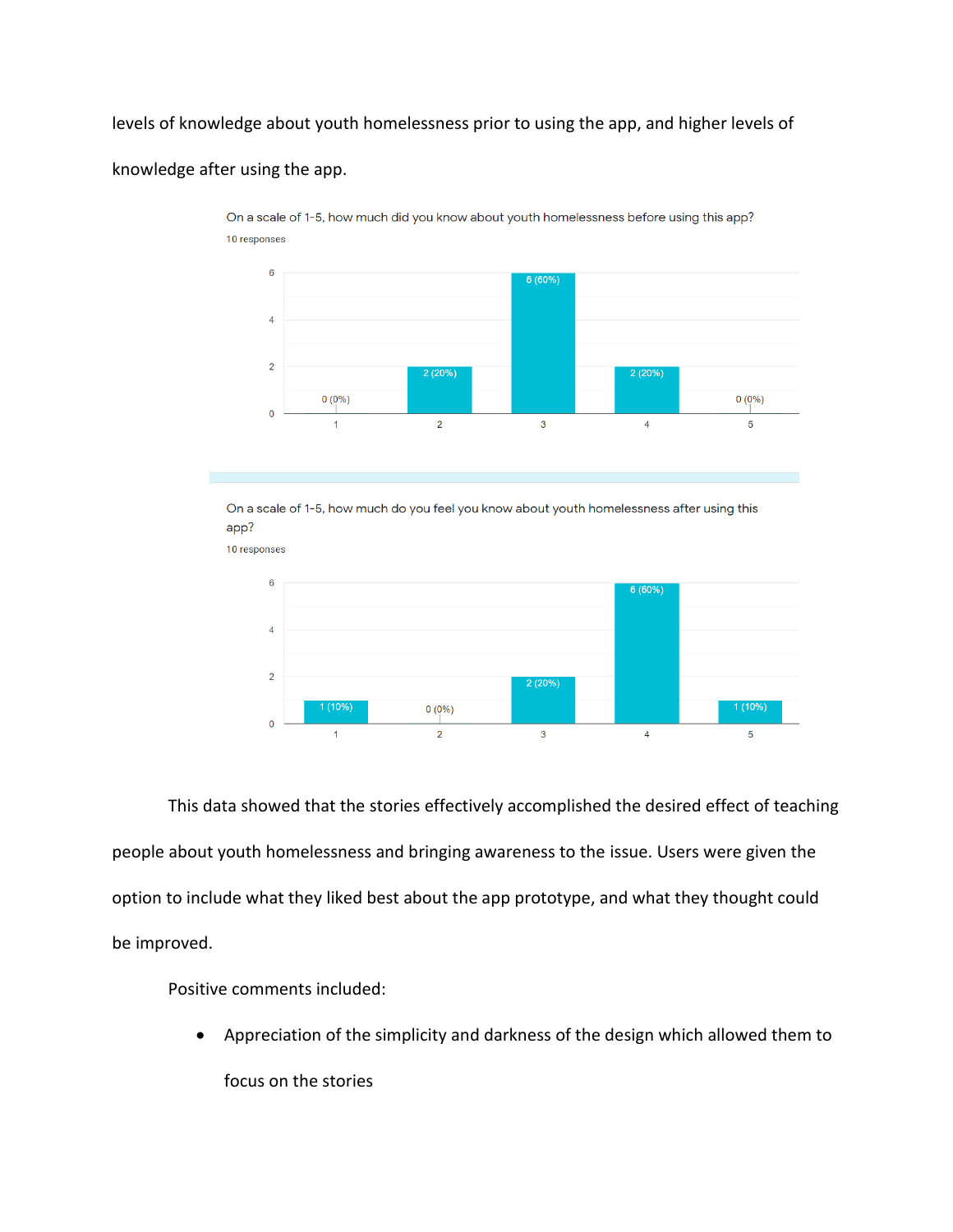levels of knowledge about youth homelessness prior to using the app, and higher levels of knowledge after using the app.

On a scale of 1-5, how much did you know about youth homelessness before using this app?

10 responses

| Rating | Responses |
|---|---|
| 1 | 0 (0%) |
| 2 | 2 (20%) |
| 3 | 6 (60%) |
| 4 | 2 (20%) |
| 5 | 0 (0%) |

On a scale of 1-5, how much do you feel you know about youth homelessness after using this app?

10 responses

| Rating | Responses |
|---|---|
| 1 | 1 (10%) |
| 2 | 0 (0%) |
| 3 | 2 (20%) |
| 4 | 6 (60%) |
| 5 | 1 (10%) |

This data showed that the stories effectively accomplished the desired effect of teaching people about youth homelessness and bringing awareness to the issue. Users were given the option to include what they liked best about the app prototype, and what they thought could be improved.

Positive comments included:

- Appreciation of the simplicity and darkness of the design which allowed them to focus on the stories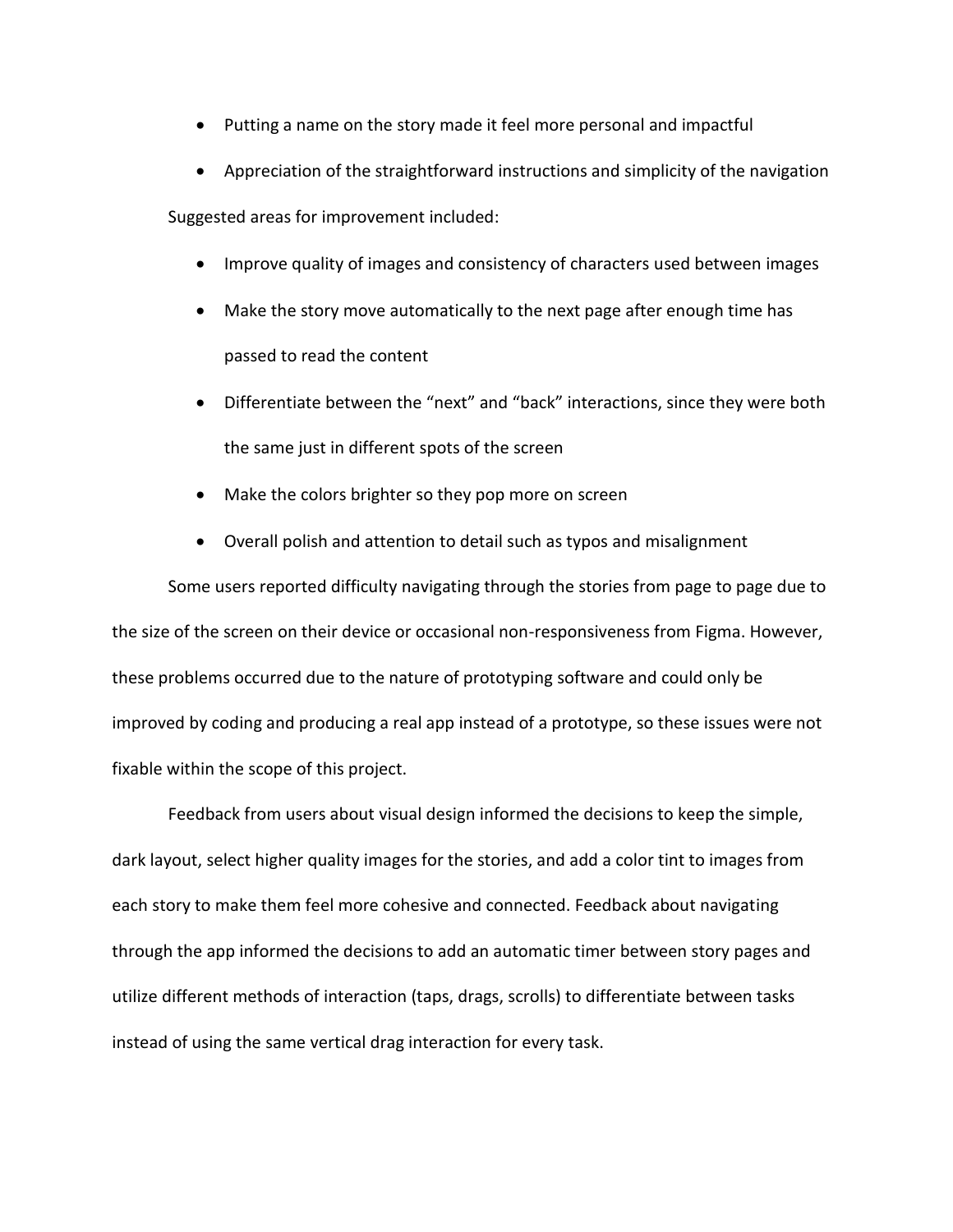- Putting a name on the story made it feel more personal and impactful
- Appreciation of the straightforward instructions and simplicity of the navigation

Suggested areas for improvement included:

- Improve quality of images and consistency of characters used between images
- Make the story move automatically to the next page after enough time has passed to read the content
- Differentiate between the "next" and "back" interactions, since they were both the same just in different spots of the screen
- Make the colors brighter so they pop more on screen
- Overall polish and attention to detail such as typos and misalignment

Some users reported difficulty navigating through the stories from page to page due to the size of the screen on their device or occasional non-responsiveness from Figma. However, these problems occurred due to the nature of prototyping software and could only be improved by coding and producing a real app instead of a prototype, so these issues were not fixable within the scope of this project.

Feedback from users about visual design informed the decisions to keep the simple, dark layout, select higher quality images for the stories, and add a color tint to images from each story to make them feel more cohesive and connected. Feedback about navigating through the app informed the decisions to add an automatic timer between story pages and utilize different methods of interaction (taps, drags, scrolls) to differentiate between tasks instead of using the same vertical drag interaction for every task.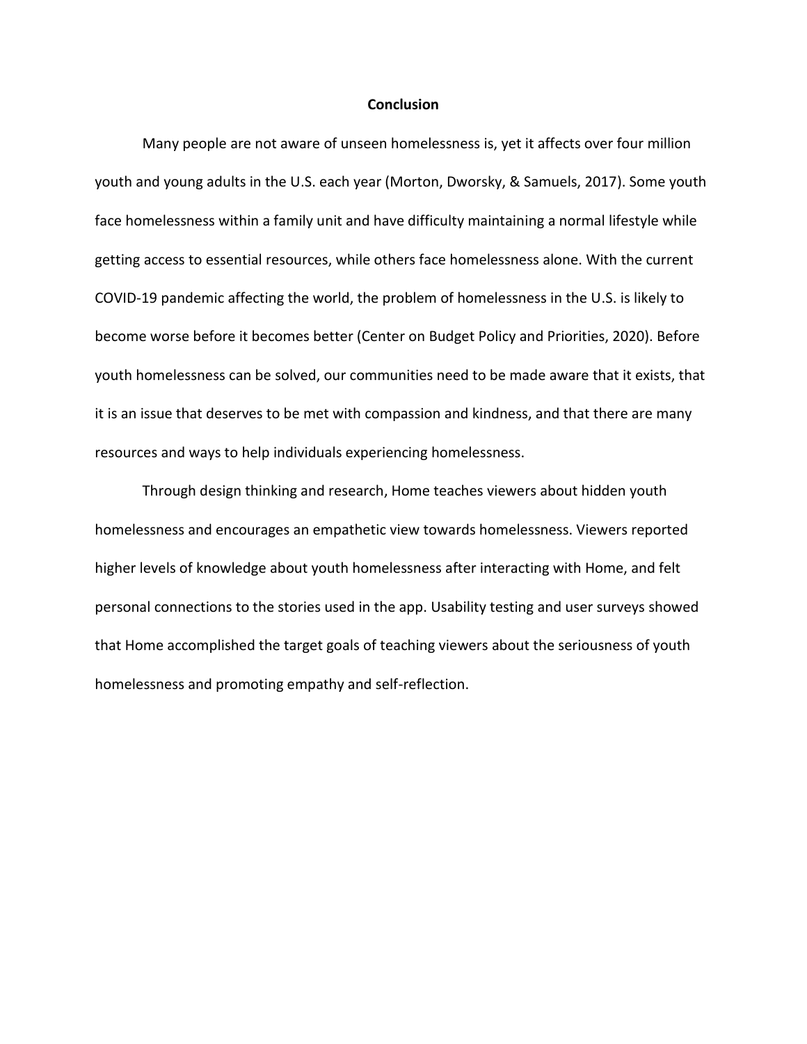## Conclusion

Many people are not aware of unseen homelessness is, yet it affects over four million youth and young adults in the U.S. each year (Morton, Dworsky, & Samuels, 2017). Some youth face homelessness within a family unit and have difficulty maintaining a normal lifestyle while getting access to essential resources, while others face homelessness alone. With the current COVID-19 pandemic affecting the world, the problem of homelessness in the U.S. is likely to become worse before it becomes better (Center on Budget Policy and Priorities, 2020). Before youth homelessness can be solved, our communities need to be made aware that it exists, that it is an issue that deserves to be met with compassion and kindness, and that there are many resources and ways to help individuals experiencing homelessness.

Through design thinking and research, Home teaches viewers about hidden youth homelessness and encourages an empathetic view towards homelessness. Viewers reported higher levels of knowledge about youth homelessness after interacting with Home, and felt personal connections to the stories used in the app. Usability testing and user surveys showed that Home accomplished the target goals of teaching viewers about the seriousness of youth homelessness and promoting empathy and self-reflection.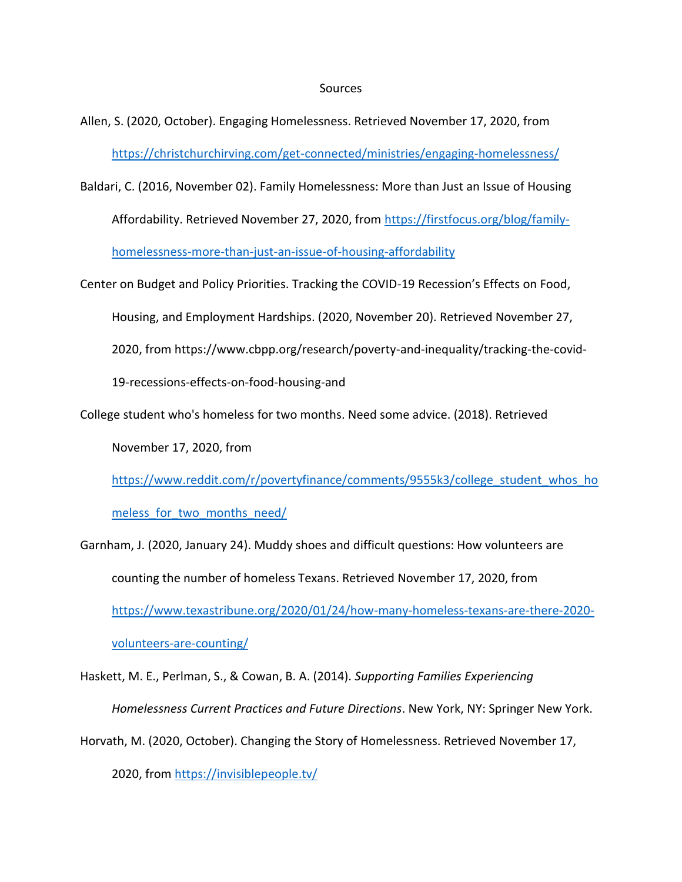# Sources

Allen, S. (2020, October). Engaging Homelessness. Retrieved November 17, 2020, from https://christchurchirving.com/get-connected/ministries/engaging-homelessness/

Baldari, C. (2016, November 02). Family Homelessness: More than Just an Issue of Housing Affordability. Retrieved November 27, 2020, from https://firstfocus.org/blog/family-homelessness-more-than-just-an-issue-of-housing-affordability

Center on Budget and Policy Priorities. Tracking the COVID-19 Recession's Effects on Food, Housing, and Employment Hardships. (2020, November 20). Retrieved November 27, 2020, from https://www.cbpp.org/research/poverty-and-inequality/tracking-the-covid-19-recessions-effects-on-food-housing-and

College student who's homeless for two months. Need some advice. (2018). Retrieved November 17, 2020, from https://www.reddit.com/r/povertyfinance/comments/9555k3/college_student_whos_homeless_for_two_months_need/

Garnham, J. (2020, January 24). Muddy shoes and difficult questions: How volunteers are counting the number of homeless Texans. Retrieved November 17, 2020, from https://www.texastribune.org/2020/01/24/how-many-homeless-texans-are-there-2020-volunteers-are-counting/

Haskett, M. E., Perlman, S., & Cowan, B. A. (2014). *Supporting Families Experiencing Homelessness Current Practices and Future Directions*. New York, NY: Springer New York.

Horvath, M. (2020, October). Changing the Story of Homelessness. Retrieved November 17, 2020, from https://invisiblepeople.tv/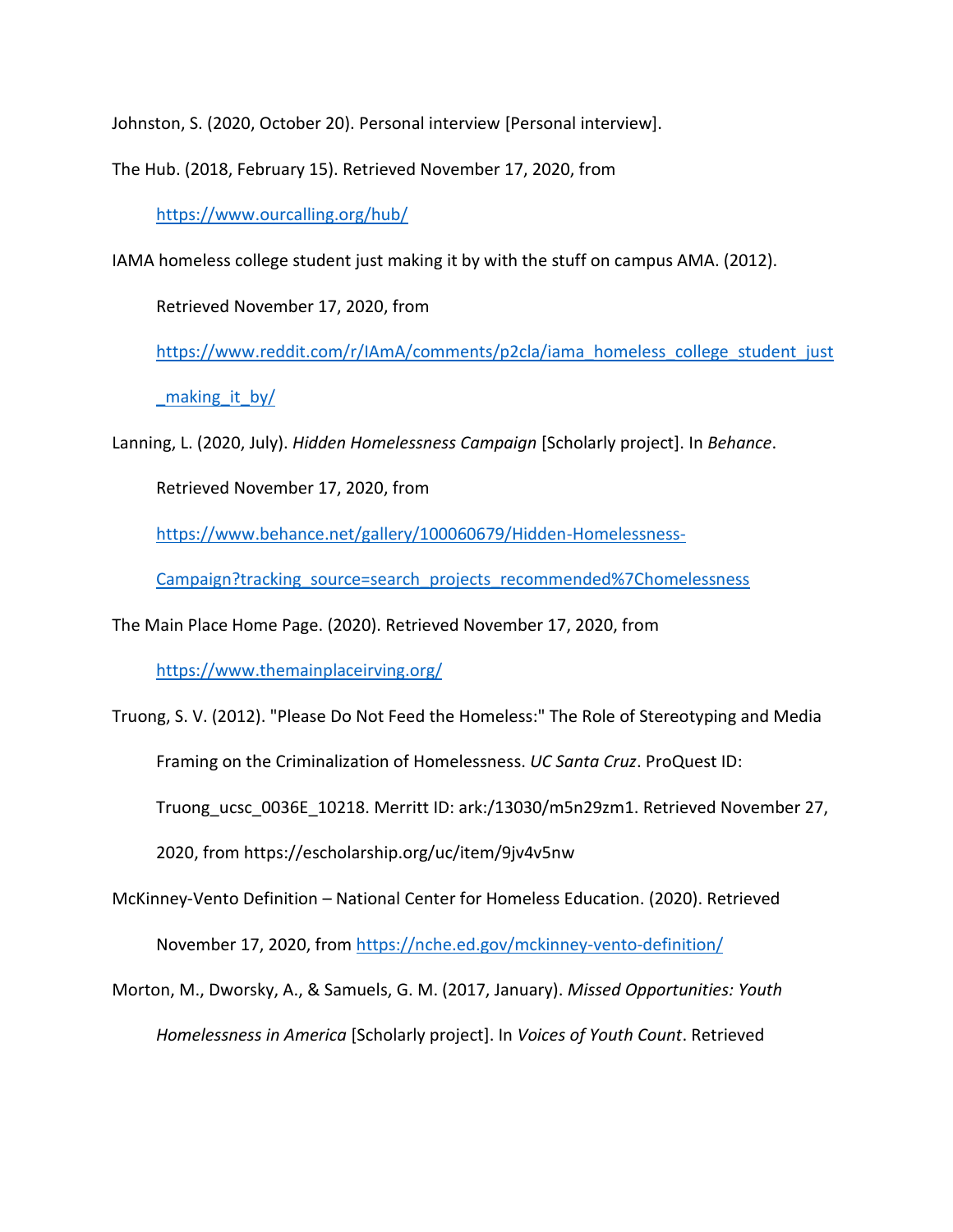Johnston, S. (2020, October 20). Personal interview [Personal interview].

The Hub. (2018, February 15). Retrieved November 17, 2020, from https://www.ourcalling.org/hub/

IAMA homeless college student just making it by with the stuff on campus AMA. (2012). Retrieved November 17, 2020, from https://www.reddit.com/r/IAmA/comments/p2cla/iama_homeless_college_student_just_making_it_by/

Lanning, L. (2020, July). *Hidden Homelessness Campaign* [Scholarly project]. In *Behance*. Retrieved November 17, 2020, from https://www.behance.net/gallery/100060679/Hidden-Homelessness-Campaign?tracking_source=search_projects_recommended%7Chomelessness

The Main Place Home Page. (2020). Retrieved November 17, 2020, from https://www.themainplaceirving.org/

Truong, S. V. (2012). "Please Do Not Feed the Homeless:" The Role of Stereotyping and Media Framing on the Criminalization of Homelessness. *UC Santa Cruz*. ProQuest ID: Truong_ucsc_0036E_10218. Merritt ID: ark:/13030/m5n29zm1. Retrieved November 27, 2020, from https://escholarship.org/uc/item/9jv4v5nw

McKinney-Vento Definition – National Center for Homeless Education. (2020). Retrieved November 17, 2020, from https://nche.ed.gov/mckinney-vento-definition/

Morton, M., Dworsky, A., & Samuels, G. M. (2017, January). *Missed Opportunities: Youth Homelessness in America* [Scholarly project]. In *Voices of Youth Count*. Retrieved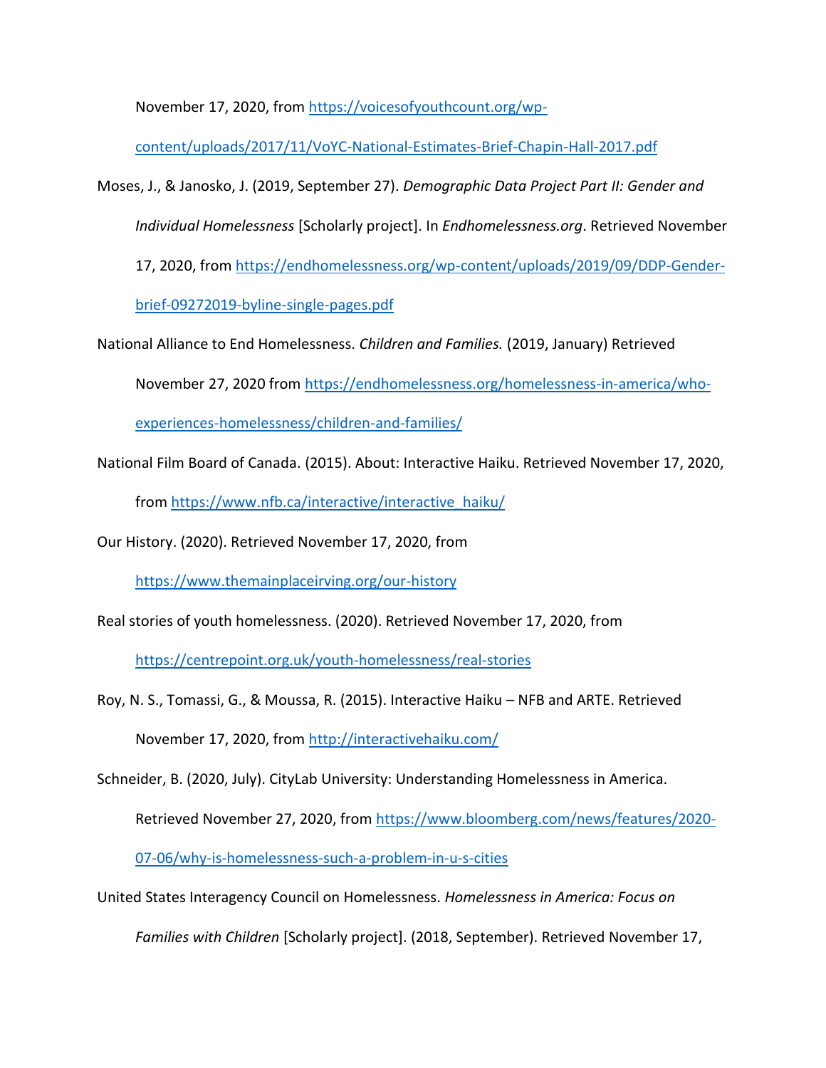November 17, 2020, from https://voicesofyouthcount.org/wp-content/uploads/2017/11/VoYC-National-Estimates-Brief-Chapin-Hall-2017.pdf

Moses, J., & Janosko, J. (2019, September 27). *Demographic Data Project Part II: Gender and Individual Homelessness* [Scholarly project]. In *Endhomelessness.org*. Retrieved November 17, 2020, from https://endhomelessness.org/wp-content/uploads/2019/09/DDP-Gender-brief-09272019-byline-single-pages.pdf

National Alliance to End Homelessness. *Children and Families.* (2019, January) Retrieved November 27, 2020 from https://endhomelessness.org/homelessness-in-america/who-experiences-homelessness/children-and-families/

National Film Board of Canada. (2015). About: Interactive Haiku. Retrieved November 17, 2020, from https://www.nfb.ca/interactive/interactive_haiku/

Our History. (2020). Retrieved November 17, 2020, from https://www.themainplaceirving.org/our-history

Real stories of youth homelessness. (2020). Retrieved November 17, 2020, from https://centrepoint.org.uk/youth-homelessness/real-stories

Roy, N. S., Tomassi, G., & Moussa, R. (2015). Interactive Haiku – NFB and ARTE. Retrieved November 17, 2020, from http://interactivehaiku.com/

Schneider, B. (2020, July). CityLab University: Understanding Homelessness in America. Retrieved November 27, 2020, from https://www.bloomberg.com/news/features/2020-07-06/why-is-homelessness-such-a-problem-in-u-s-cities

United States Interagency Council on Homelessness. *Homelessness in America: Focus on Families with Children* [Scholarly project]. (2018, September). Retrieved November 17,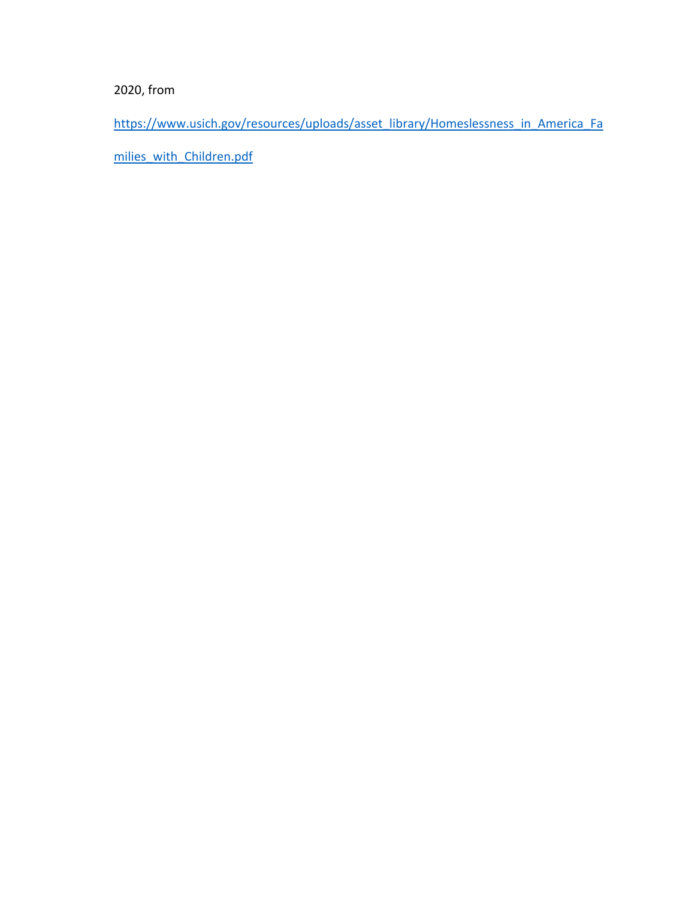2020, from

https://www.usich.gov/resources/uploads/asset_library/Homeslessness_in_America_Families_with_Children.pdf